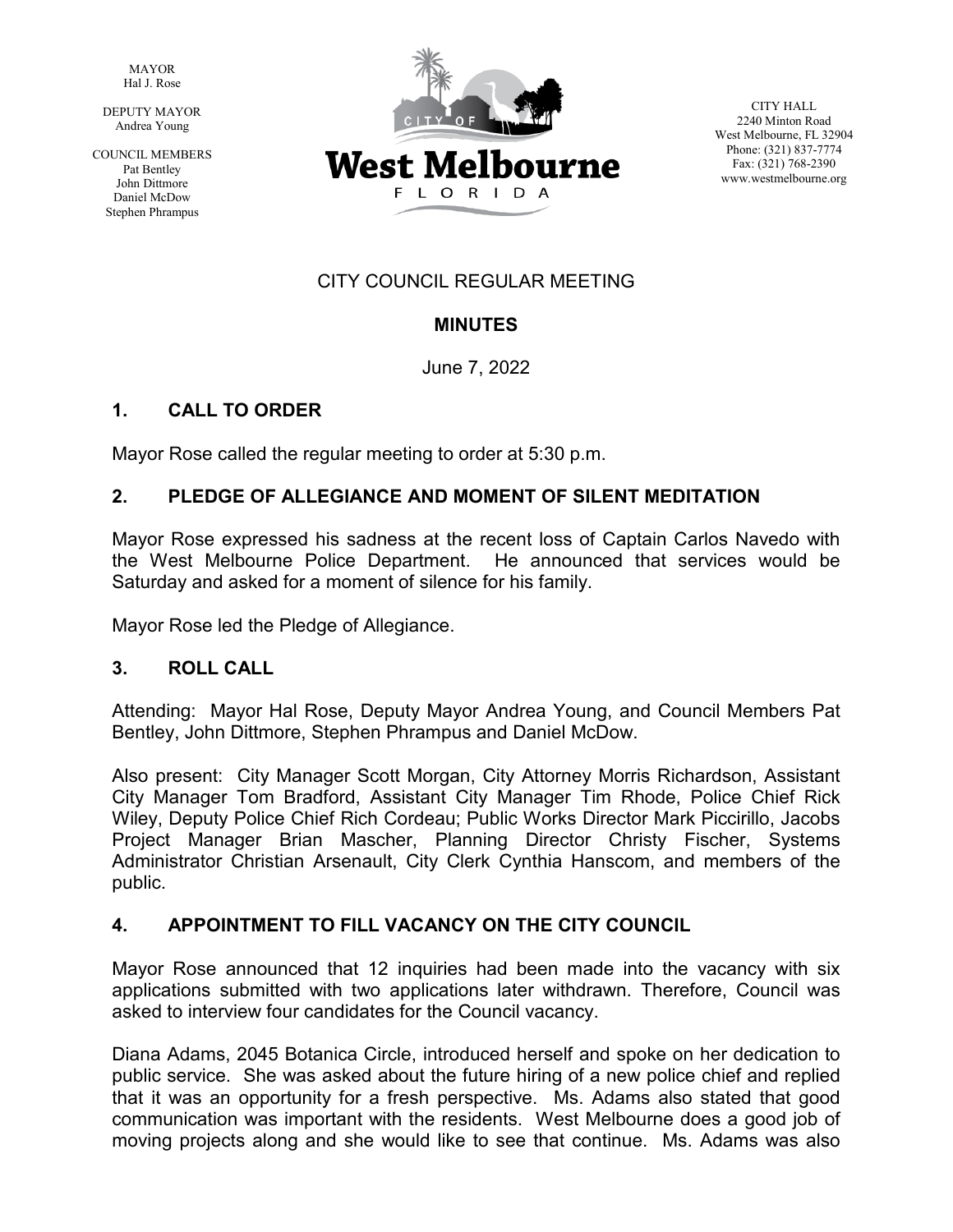MAYOR
Hal J. Rose

DEPUTY MAYOR
Andrea Young

COUNCIL MEMBERS
Pat Bentley
John Dittmore
Daniel McDow
Stephen Phrampus

CITY OF
**West Melbourne**
FLORIDA

CITY HALL
2240 Minton Road
West Melbourne, FL 32904
Phone: (321) 837-7774
Fax: (321) 768-2390
www.westmelbourne.org

# CITY COUNCIL REGULAR MEETING

## MINUTES

June 7, 2022

## 1. CALL TO ORDER

Mayor Rose called the regular meeting to order at 5:30 p.m.

## 2. PLEDGE OF ALLEGIANCE AND MOMENT OF SILENT MEDITATION

Mayor Rose expressed his sadness at the recent loss of Captain Carlos Navedo with the West Melbourne Police Department. He announced that services would be Saturday and asked for a moment of silence for his family.

Mayor Rose led the Pledge of Allegiance.

## 3. ROLL CALL

Attending: Mayor Hal Rose, Deputy Mayor Andrea Young, and Council Members Pat Bentley, John Dittmore, Stephen Phrampus and Daniel McDow.

Also present: City Manager Scott Morgan, City Attorney Morris Richardson, Assistant City Manager Tom Bradford, Assistant City Manager Tim Rhode, Police Chief Rick Wiley, Deputy Police Chief Rich Cordeau; Public Works Director Mark Piccirillo, Jacobs Project Manager Brian Mascher, Planning Director Christy Fischer, Systems Administrator Christian Arsenault, City Clerk Cynthia Hanscom, and members of the public.

## 4. APPOINTMENT TO FILL VACANCY ON THE CITY COUNCIL

Mayor Rose announced that 12 inquiries had been made into the vacancy with six applications submitted with two applications later withdrawn. Therefore, Council was asked to interview four candidates for the Council vacancy.

Diana Adams, 2045 Botanica Circle, introduced herself and spoke on her dedication to public service. She was asked about the future hiring of a new police chief and replied that it was an opportunity for a fresh perspective. Ms. Adams also stated that good communication was important with the residents. West Melbourne does a good job of moving projects along and she would like to see that continue. Ms. Adams was also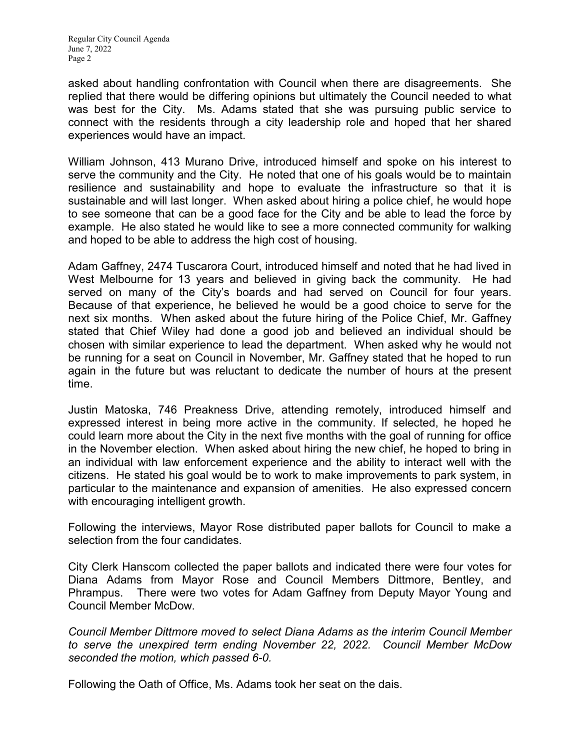asked about handling confrontation with Council when there are disagreements. She replied that there would be differing opinions but ultimately the Council needed to what was best for the City. Ms. Adams stated that she was pursuing public service to connect with the residents through a city leadership role and hoped that her shared experiences would have an impact.

William Johnson, 413 Murano Drive, introduced himself and spoke on his interest to serve the community and the City. He noted that one of his goals would be to maintain resilience and sustainability and hope to evaluate the infrastructure so that it is sustainable and will last longer. When asked about hiring a police chief, he would hope to see someone that can be a good face for the City and be able to lead the force by example. He also stated he would like to see a more connected community for walking and hoped to be able to address the high cost of housing.

Adam Gaffney, 2474 Tuscarora Court, introduced himself and noted that he had lived in West Melbourne for 13 years and believed in giving back the community. He had served on many of the City's boards and had served on Council for four years. Because of that experience, he believed he would be a good choice to serve for the next six months. When asked about the future hiring of the Police Chief, Mr. Gaffney stated that Chief Wiley had done a good job and believed an individual should be chosen with similar experience to lead the department. When asked why he would not be running for a seat on Council in November, Mr. Gaffney stated that he hoped to run again in the future but was reluctant to dedicate the number of hours at the present time.

Justin Matoska, 746 Preakness Drive, attending remotely, introduced himself and expressed interest in being more active in the community. If selected, he hoped he could learn more about the City in the next five months with the goal of running for office in the November election. When asked about hiring the new chief, he hoped to bring in an individual with law enforcement experience and the ability to interact well with the citizens. He stated his goal would be to work to make improvements to park system, in particular to the maintenance and expansion of amenities. He also expressed concern with encouraging intelligent growth.

Following the interviews, Mayor Rose distributed paper ballots for Council to make a selection from the four candidates.

City Clerk Hanscom collected the paper ballots and indicated there were four votes for Diana Adams from Mayor Rose and Council Members Dittmore, Bentley, and Phrampus. There were two votes for Adam Gaffney from Deputy Mayor Young and Council Member McDow.

*Council Member Dittmore moved to select Diana Adams as the interim Council Member to serve the unexpired term ending November 22, 2022. Council Member McDow seconded the motion, which passed 6-0.*

Following the Oath of Office, Ms. Adams took her seat on the dais.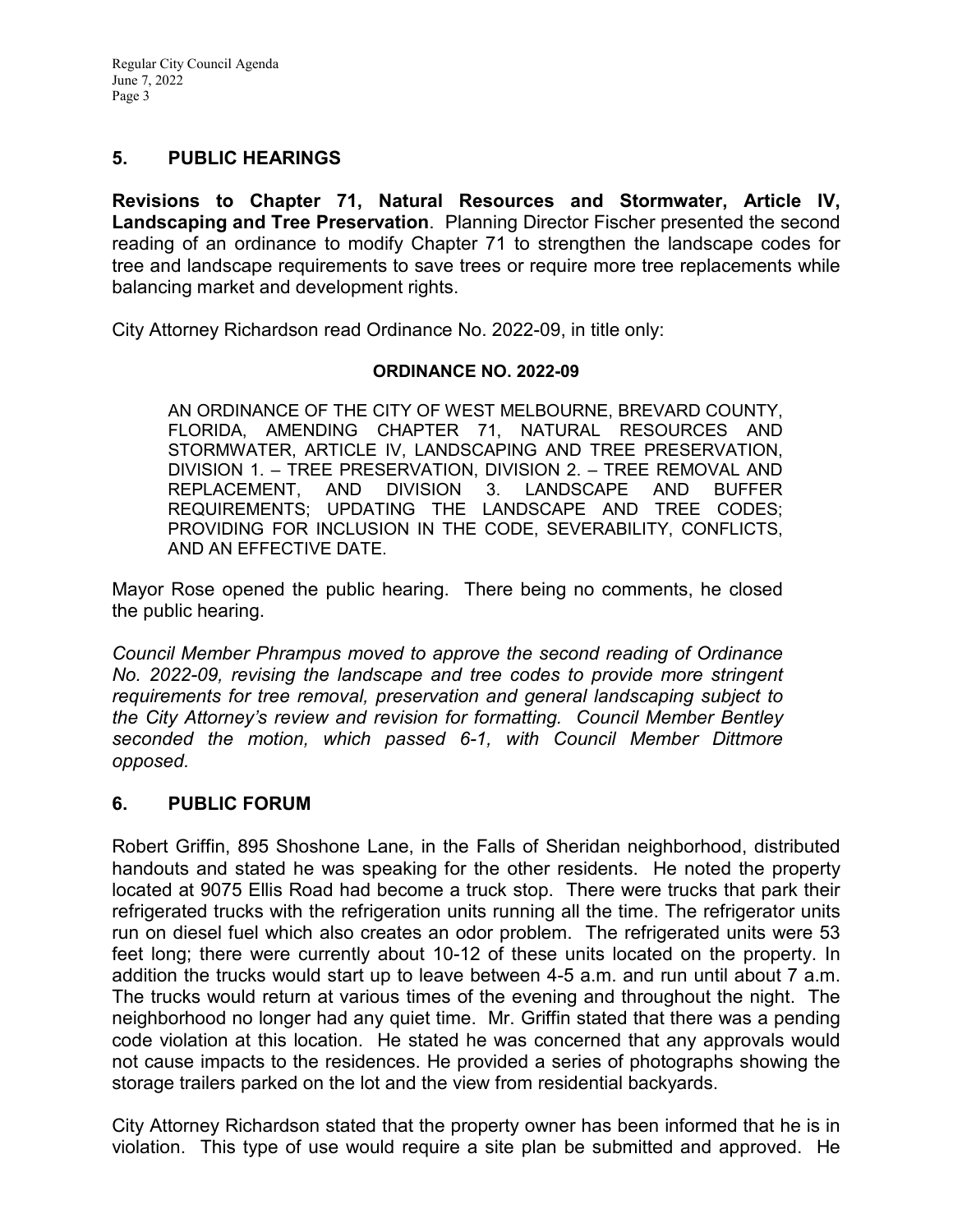## 5. PUBLIC HEARINGS

**Revisions to Chapter 71, Natural Resources and Stormwater, Article IV, Landscaping and Tree Preservation**. Planning Director Fischer presented the second reading of an ordinance to modify Chapter 71 to strengthen the landscape codes for tree and landscape requirements to save trees or require more tree replacements while balancing market and development rights.

City Attorney Richardson read Ordinance No. 2022-09, in title only:

**ORDINANCE NO. 2022-09**

> AN ORDINANCE OF THE CITY OF WEST MELBOURNE, BREVARD COUNTY, FLORIDA, AMENDING CHAPTER 71, NATURAL RESOURCES AND STORMWATER, ARTICLE IV, LANDSCAPING AND TREE PRESERVATION, DIVISION 1. – TREE PRESERVATION, DIVISION 2. – TREE REMOVAL AND REPLACEMENT, AND DIVISION 3. LANDSCAPE AND BUFFER REQUIREMENTS; UPDATING THE LANDSCAPE AND TREE CODES; PROVIDING FOR INCLUSION IN THE CODE, SEVERABILITY, CONFLICTS, AND AN EFFECTIVE DATE.

Mayor Rose opened the public hearing. There being no comments, he closed the public hearing.

*Council Member Phrampus moved to approve the second reading of Ordinance No. 2022-09, revising the landscape and tree codes to provide more stringent requirements for tree removal, preservation and general landscaping subject to the City Attorney's review and revision for formatting. Council Member Bentley seconded the motion, which passed 6-1, with Council Member Dittmore opposed.*

## 6. PUBLIC FORUM

Robert Griffin, 895 Shoshone Lane, in the Falls of Sheridan neighborhood, distributed handouts and stated he was speaking for the other residents. He noted the property located at 9075 Ellis Road had become a truck stop. There were trucks that park their refrigerated trucks with the refrigeration units running all the time. The refrigerator units run on diesel fuel which also creates an odor problem. The refrigerated units were 53 feet long; there were currently about 10-12 of these units located on the property. In addition the trucks would start up to leave between 4-5 a.m. and run until about 7 a.m. The trucks would return at various times of the evening and throughout the night. The neighborhood no longer had any quiet time. Mr. Griffin stated that there was a pending code violation at this location. He stated he was concerned that any approvals would not cause impacts to the residences. He provided a series of photographs showing the storage trailers parked on the lot and the view from residential backyards.

City Attorney Richardson stated that the property owner has been informed that he is in violation. This type of use would require a site plan be submitted and approved. He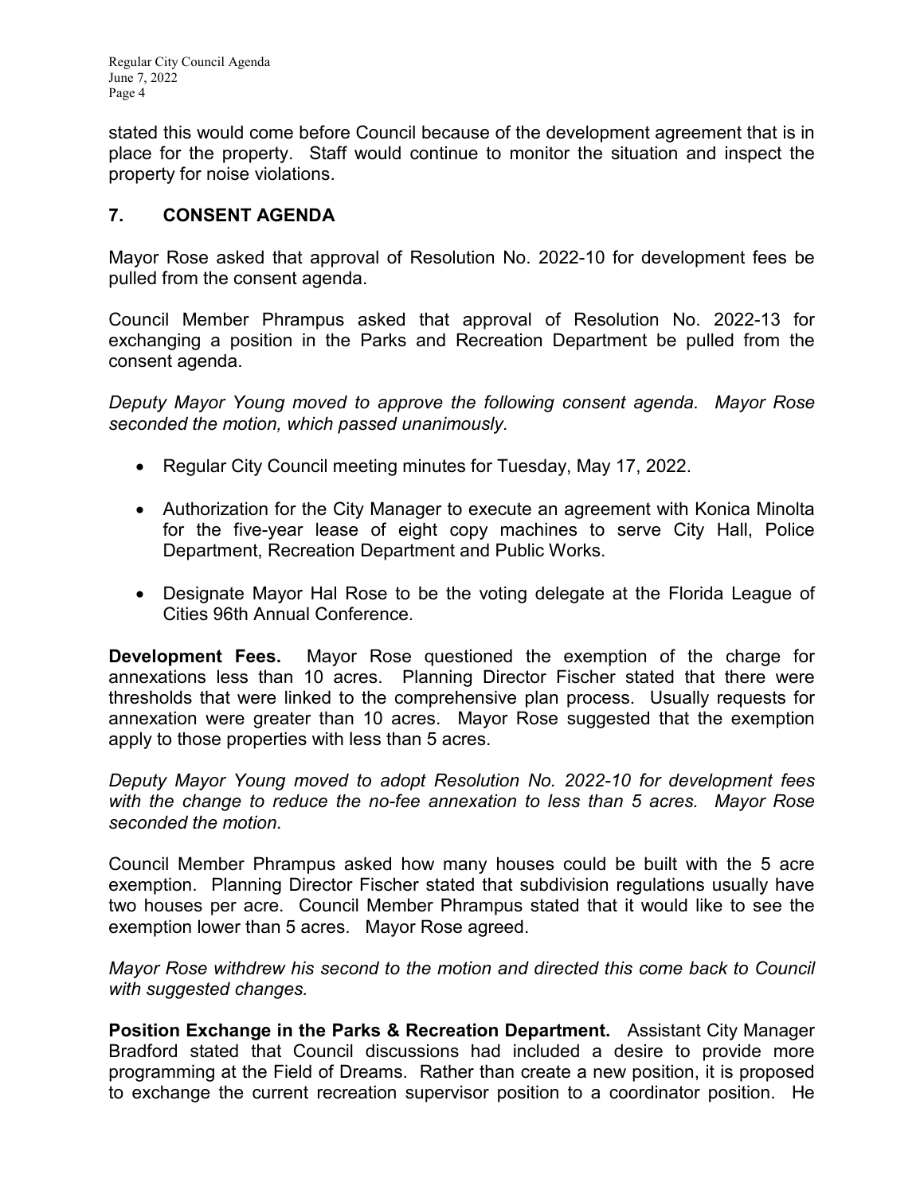stated this would come before Council because of the development agreement that is in place for the property. Staff would continue to monitor the situation and inspect the property for noise violations.

## 7. CONSENT AGENDA

Mayor Rose asked that approval of Resolution No. 2022-10 for development fees be pulled from the consent agenda.

Council Member Phrampus asked that approval of Resolution No. 2022-13 for exchanging a position in the Parks and Recreation Department be pulled from the consent agenda.

*Deputy Mayor Young moved to approve the following consent agenda. Mayor Rose seconded the motion, which passed unanimously.*

- Regular City Council meeting minutes for Tuesday, May 17, 2022.
- Authorization for the City Manager to execute an agreement with Konica Minolta for the five-year lease of eight copy machines to serve City Hall, Police Department, Recreation Department and Public Works.
- Designate Mayor Hal Rose to be the voting delegate at the Florida League of Cities 96th Annual Conference.

**Development Fees.** Mayor Rose questioned the exemption of the charge for annexations less than 10 acres. Planning Director Fischer stated that there were thresholds that were linked to the comprehensive plan process. Usually requests for annexation were greater than 10 acres. Mayor Rose suggested that the exemption apply to those properties with less than 5 acres.

*Deputy Mayor Young moved to adopt Resolution No. 2022-10 for development fees with the change to reduce the no-fee annexation to less than 5 acres. Mayor Rose seconded the motion.*

Council Member Phrampus asked how many houses could be built with the 5 acre exemption. Planning Director Fischer stated that subdivision regulations usually have two houses per acre. Council Member Phrampus stated that it would like to see the exemption lower than 5 acres. Mayor Rose agreed.

*Mayor Rose withdrew his second to the motion and directed this come back to Council with suggested changes.*

**Position Exchange in the Parks & Recreation Department.** Assistant City Manager Bradford stated that Council discussions had included a desire to provide more programming at the Field of Dreams. Rather than create a new position, it is proposed to exchange the current recreation supervisor position to a coordinator position. He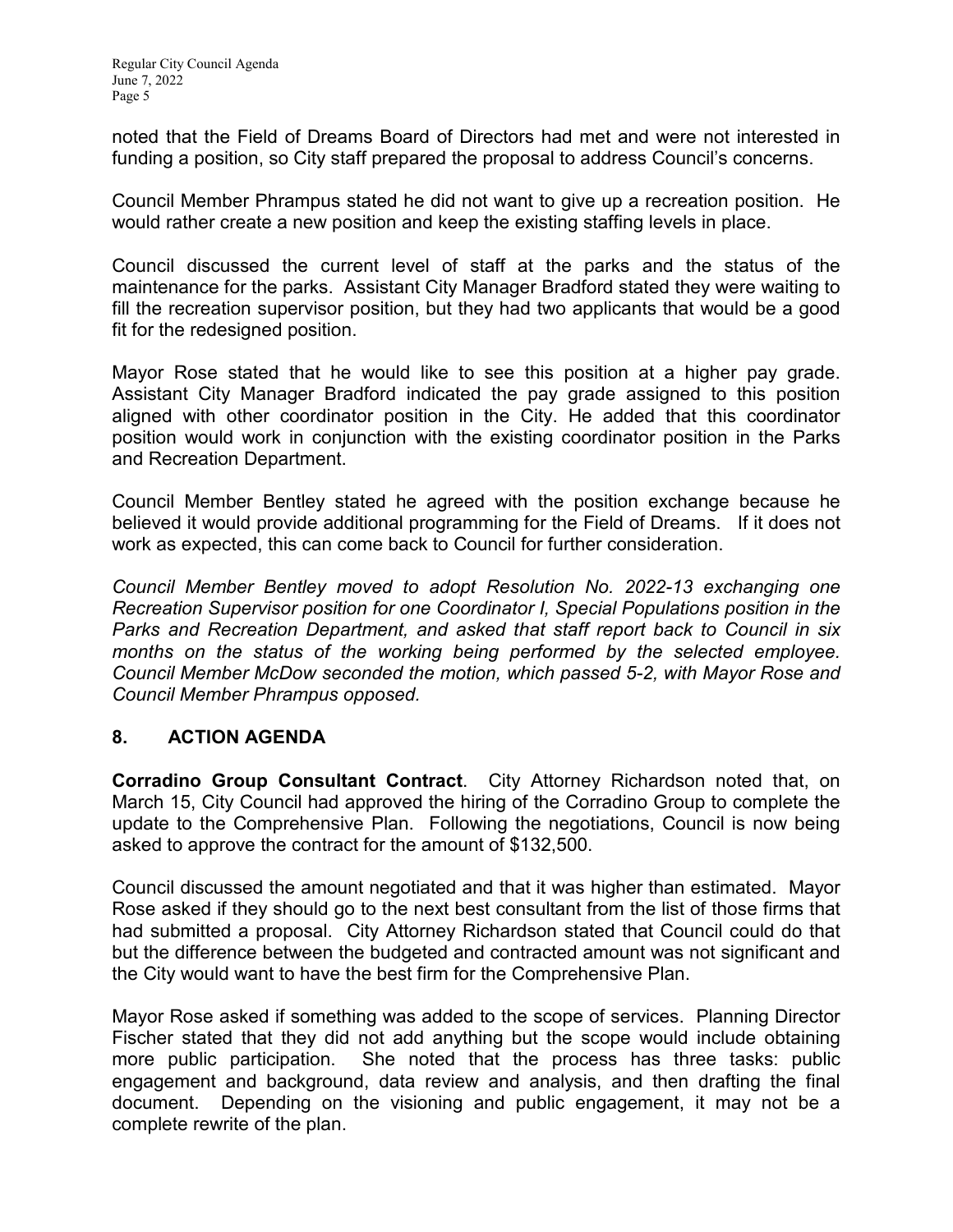noted that the Field of Dreams Board of Directors had met and were not interested in funding a position, so City staff prepared the proposal to address Council's concerns.

Council Member Phrampus stated he did not want to give up a recreation position. He would rather create a new position and keep the existing staffing levels in place.

Council discussed the current level of staff at the parks and the status of the maintenance for the parks. Assistant City Manager Bradford stated they were waiting to fill the recreation supervisor position, but they had two applicants that would be a good fit for the redesigned position.

Mayor Rose stated that he would like to see this position at a higher pay grade. Assistant City Manager Bradford indicated the pay grade assigned to this position aligned with other coordinator position in the City. He added that this coordinator position would work in conjunction with the existing coordinator position in the Parks and Recreation Department.

Council Member Bentley stated he agreed with the position exchange because he believed it would provide additional programming for the Field of Dreams. If it does not work as expected, this can come back to Council for further consideration.

*Council Member Bentley moved to adopt Resolution No. 2022-13 exchanging one Recreation Supervisor position for one Coordinator I, Special Populations position in the Parks and Recreation Department, and asked that staff report back to Council in six months on the status of the working being performed by the selected employee. Council Member McDow seconded the motion, which passed 5-2, with Mayor Rose and Council Member Phrampus opposed.*

## 8. ACTION AGENDA

**Corradino Group Consultant Contract**. City Attorney Richardson noted that, on March 15, City Council had approved the hiring of the Corradino Group to complete the update to the Comprehensive Plan. Following the negotiations, Council is now being asked to approve the contract for the amount of $132,500.

Council discussed the amount negotiated and that it was higher than estimated. Mayor Rose asked if they should go to the next best consultant from the list of those firms that had submitted a proposal. City Attorney Richardson stated that Council could do that but the difference between the budgeted and contracted amount was not significant and the City would want to have the best firm for the Comprehensive Plan.

Mayor Rose asked if something was added to the scope of services. Planning Director Fischer stated that they did not add anything but the scope would include obtaining more public participation. She noted that the process has three tasks: public engagement and background, data review and analysis, and then drafting the final document. Depending on the visioning and public engagement, it may not be a complete rewrite of the plan.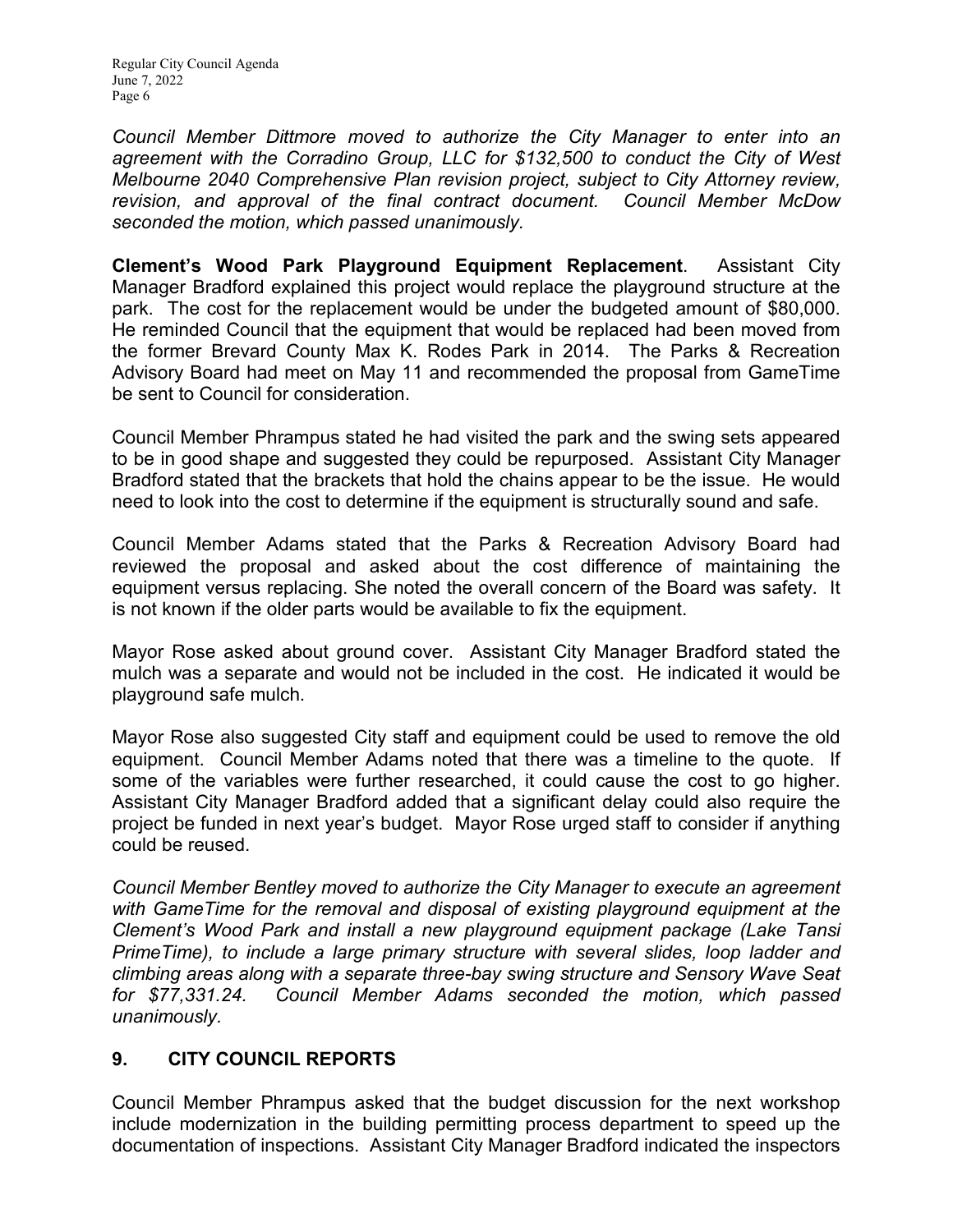*Council Member Dittmore moved to authorize the City Manager to enter into an agreement with the Corradino Group, LLC for $132,500 to conduct the City of West Melbourne 2040 Comprehensive Plan revision project, subject to City Attorney review, revision, and approval of the final contract document. Council Member McDow seconded the motion, which passed unanimously.*

**Clement's Wood Park Playground Equipment Replacement**. Assistant City Manager Bradford explained this project would replace the playground structure at the park. The cost for the replacement would be under the budgeted amount of $80,000. He reminded Council that the equipment that would be replaced had been moved from the former Brevard County Max K. Rodes Park in 2014. The Parks & Recreation Advisory Board had meet on May 11 and recommended the proposal from GameTime be sent to Council for consideration.

Council Member Phrampus stated he had visited the park and the swing sets appeared to be in good shape and suggested they could be repurposed. Assistant City Manager Bradford stated that the brackets that hold the chains appear to be the issue. He would need to look into the cost to determine if the equipment is structurally sound and safe.

Council Member Adams stated that the Parks & Recreation Advisory Board had reviewed the proposal and asked about the cost difference of maintaining the equipment versus replacing. She noted the overall concern of the Board was safety. It is not known if the older parts would be available to fix the equipment.

Mayor Rose asked about ground cover. Assistant City Manager Bradford stated the mulch was a separate and would not be included in the cost. He indicated it would be playground safe mulch.

Mayor Rose also suggested City staff and equipment could be used to remove the old equipment. Council Member Adams noted that there was a timeline to the quote. If some of the variables were further researched, it could cause the cost to go higher. Assistant City Manager Bradford added that a significant delay could also require the project be funded in next year's budget. Mayor Rose urged staff to consider if anything could be reused.

*Council Member Bentley moved to authorize the City Manager to execute an agreement with GameTime for the removal and disposal of existing playground equipment at the Clement's Wood Park and install a new playground equipment package (Lake Tansi PrimeTime), to include a large primary structure with several slides, loop ladder and climbing areas along with a separate three-bay swing structure and Sensory Wave Seat for $77,331.24. Council Member Adams seconded the motion, which passed unanimously.*

## 9. CITY COUNCIL REPORTS

Council Member Phrampus asked that the budget discussion for the next workshop include modernization in the building permitting process department to speed up the documentation of inspections. Assistant City Manager Bradford indicated the inspectors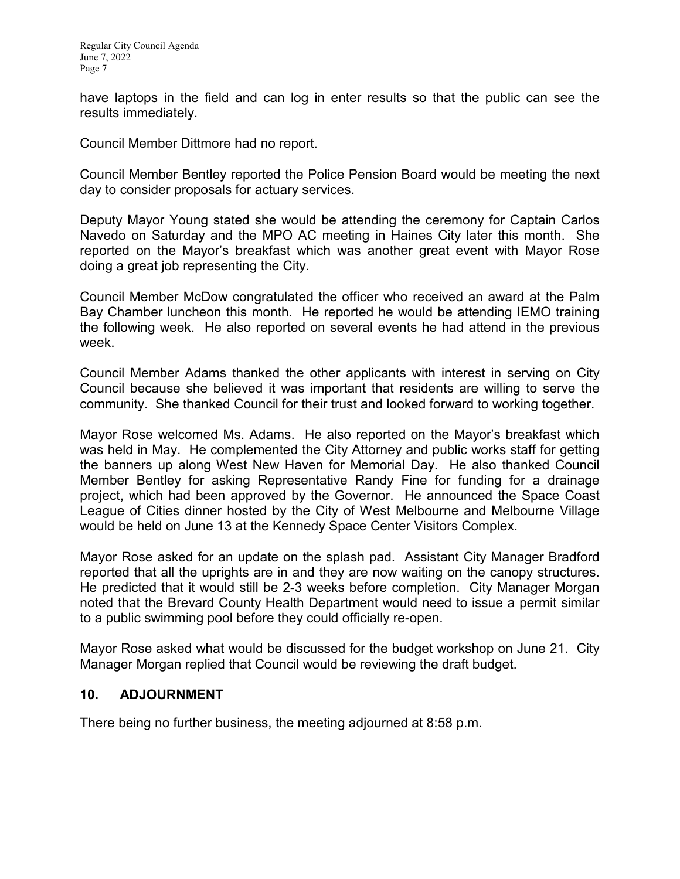have laptops in the field and can log in enter results so that the public can see the results immediately.

Council Member Dittmore had no report.

Council Member Bentley reported the Police Pension Board would be meeting the next day to consider proposals for actuary services.

Deputy Mayor Young stated she would be attending the ceremony for Captain Carlos Navedo on Saturday and the MPO AC meeting in Haines City later this month. She reported on the Mayor's breakfast which was another great event with Mayor Rose doing a great job representing the City.

Council Member McDow congratulated the officer who received an award at the Palm Bay Chamber luncheon this month. He reported he would be attending IEMO training the following week. He also reported on several events he had attend in the previous week.

Council Member Adams thanked the other applicants with interest in serving on City Council because she believed it was important that residents are willing to serve the community. She thanked Council for their trust and looked forward to working together.

Mayor Rose welcomed Ms. Adams. He also reported on the Mayor's breakfast which was held in May. He complemented the City Attorney and public works staff for getting the banners up along West New Haven for Memorial Day. He also thanked Council Member Bentley for asking Representative Randy Fine for funding for a drainage project, which had been approved by the Governor. He announced the Space Coast League of Cities dinner hosted by the City of West Melbourne and Melbourne Village would be held on June 13 at the Kennedy Space Center Visitors Complex.

Mayor Rose asked for an update on the splash pad. Assistant City Manager Bradford reported that all the uprights are in and they are now waiting on the canopy structures. He predicted that it would still be 2-3 weeks before completion. City Manager Morgan noted that the Brevard County Health Department would need to issue a permit similar to a public swimming pool before they could officially re-open.

Mayor Rose asked what would be discussed for the budget workshop on June 21. City Manager Morgan replied that Council would be reviewing the draft budget.

## 10. ADJOURNMENT

There being no further business, the meeting adjourned at 8:58 p.m.